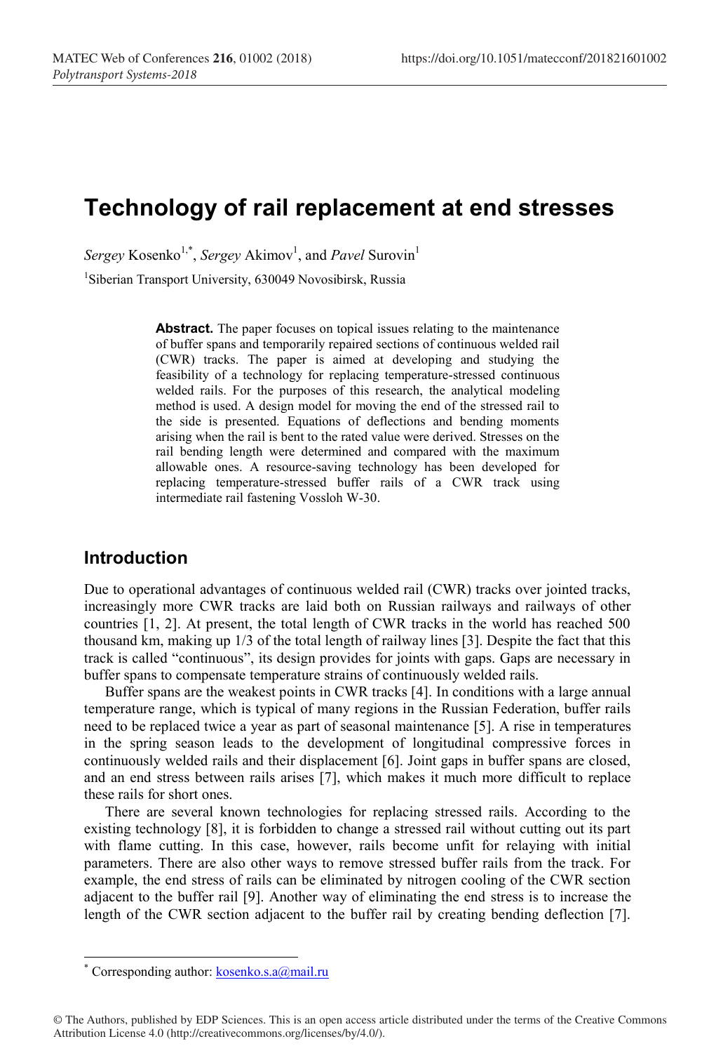# Technology of rail replacement at end stresses

*Sergey* Kosenko[1,*], *Sergey* Akimov[1], and *Pavel* Surovin[1]

[1]Siberian Transport University, 630049 Novosibirsk, Russia

> **Abstract.** The paper focuses on topical issues relating to the maintenance of buffer spans and temporarily repaired sections of continuous welded rail (CWR) tracks. The paper is aimed at developing and studying the feasibility of a technology for replacing temperature-stressed continuous welded rails. For the purposes of this research, the analytical modeling method is used. A design model for moving the end of the stressed rail to the side is presented. Equations of deflections and bending moments arising when the rail is bent to the rated value were derived. Stresses on the rail bending length were determined and compared with the maximum allowable ones. A resource-saving technology has been developed for replacing temperature-stressed buffer rails of a CWR track using intermediate rail fastening Vossloh W-30.

## Introduction

Due to operational advantages of continuous welded rail (CWR) tracks over jointed tracks, increasingly more CWR tracks are laid both on Russian railways and railways of other countries [1, 2]. At present, the total length of CWR tracks in the world has reached 500 thousand km, making up 1/3 of the total length of railway lines [3]. Despite the fact that this track is called "continuous", its design provides for joints with gaps. Gaps are necessary in buffer spans to compensate temperature strains of continuously welded rails.

Buffer spans are the weakest points in CWR tracks [4]. In conditions with a large annual temperature range, which is typical of many regions in the Russian Federation, buffer rails need to be replaced twice a year as part of seasonal maintenance [5]. A rise in temperatures in the spring season leads to the development of longitudinal compressive forces in continuously welded rails and their displacement [6]. Joint gaps in buffer spans are closed, and an end stress between rails arises [7], which makes it much more difficult to replace these rails for short ones.

There are several known technologies for replacing stressed rails. According to the existing technology [8], it is forbidden to change a stressed rail without cutting out its part with flame cutting. In this case, however, rails become unfit for relaying with initial parameters. There are also other ways to remove stressed buffer rails from the track. For example, the end stress of rails can be eliminated by nitrogen cooling of the CWR section adjacent to the buffer rail [9]. Another way of eliminating the end stress is to increase the length of the CWR section adjacent to the buffer rail by creating bending deflection [7].

---

* Corresponding author: kosenko.s.a@mail.ru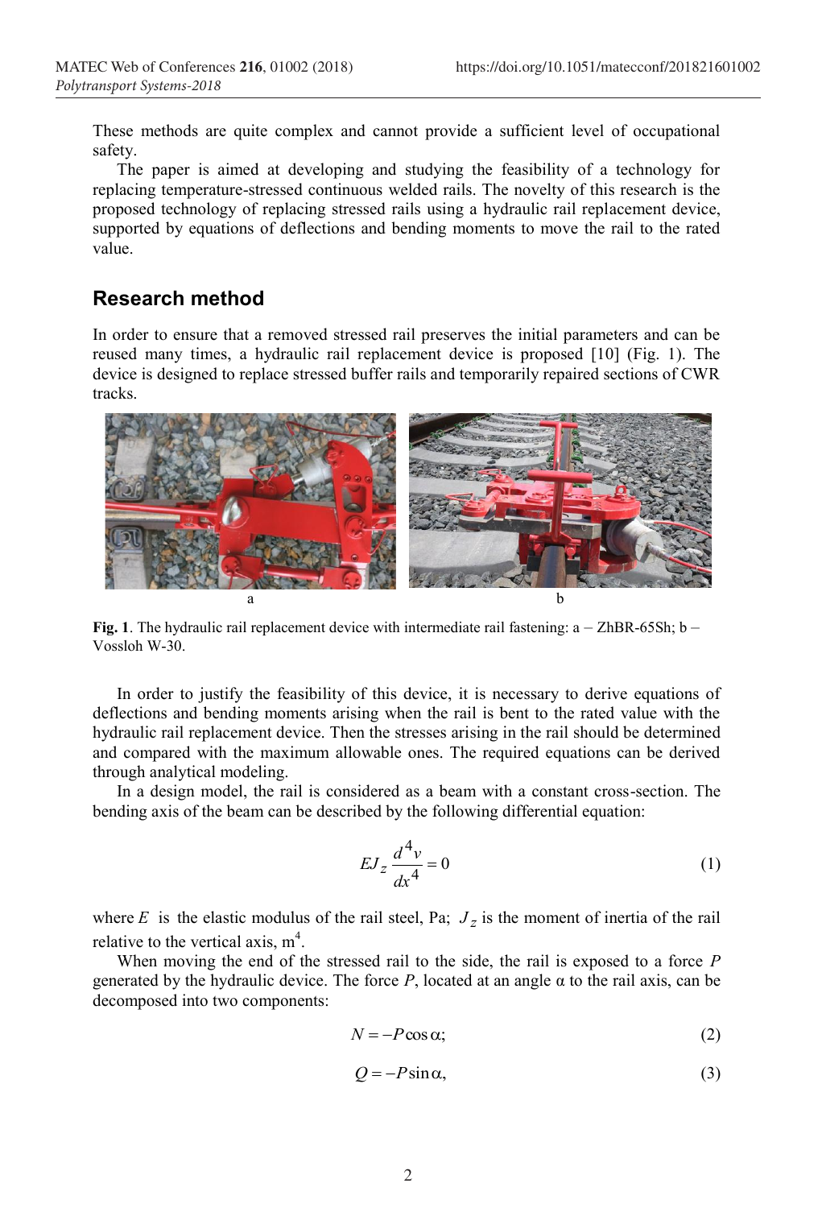These methods are quite complex and cannot provide a sufficient level of occupational safety.

The paper is aimed at developing and studying the feasibility of a technology for replacing temperature-stressed continuous welded rails. The novelty of this research is the proposed technology of replacing stressed rails using a hydraulic rail replacement device, supported by equations of deflections and bending moments to move the rail to the rated value.

## Research method

In order to ensure that a removed stressed rail preserves the initial parameters and can be reused many times, a hydraulic rail replacement device is proposed [10] (Fig. 1). The device is designed to replace stressed buffer rails and temporarily repaired sections of CWR tracks.

**Fig. 1**. The hydraulic rail replacement device with intermediate rail fastening: a – ZhBR-65Sh; b – Vossloh W-30.

In order to justify the feasibility of this device, it is necessary to derive equations of deflections and bending moments arising when the rail is bent to the rated value with the hydraulic rail replacement device. Then the stresses arising in the rail should be determined and compared with the maximum allowable ones. The required equations can be derived through analytical modeling.

In a design model, the rail is considered as a beam with a constant cross-section. The bending axis of the beam can be described by the following differential equation:

$$EJ_z \frac{d^4 v}{dx^4} = 0 \tag{1}$$

where $E$ is the elastic modulus of the rail steel, Pa; $J_z$ is the moment of inertia of the rail relative to the vertical axis, $m^4$.

When moving the end of the stressed rail to the side, the rail is exposed to a force $P$ generated by the hydraulic device. The force $P$, located at an angle α to the rail axis, can be decomposed into two components:

$$N = -P\cos\alpha; \tag{2}$$

$$Q = -P\sin\alpha, \tag{3}$$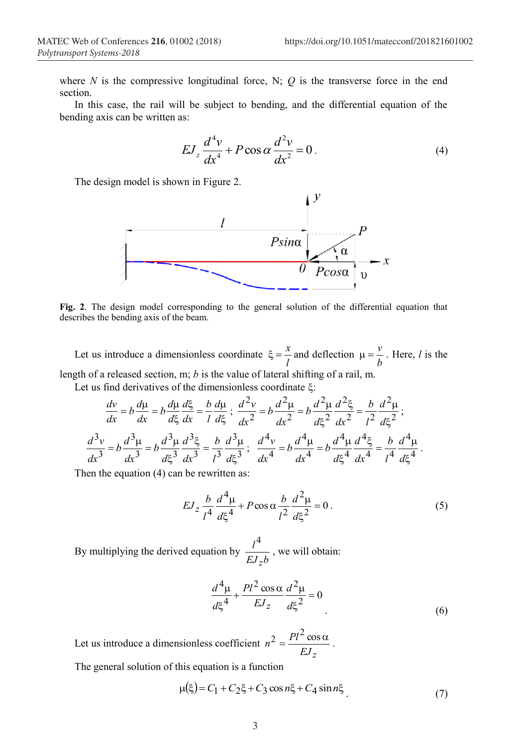where $N$ is the compressive longitudinal force, N; $Q$ is the transverse force in the end section.

In this case, the rail will be subject to bending, and the differential equation of the bending axis can be written as:

$$EJ_z \frac{d^4 v}{dx^4} + P\cos\alpha \frac{d^2 v}{dx^2} = 0. \tag{4}$$

The design model is shown in Figure 2.

**Fig. 2**. The design model corresponding to the general solution of the differential equation that describes the bending axis of the beam.

Let us introduce a dimensionless coordinate $\xi = \frac{x}{l}$ and deflection $\mu = \frac{v}{b}$. Here, $l$ is the length of a released section, m; $b$ is the value of lateral shifting of a rail, m.

Let us find derivatives of the dimensionless coordinate $\xi$:

$$\frac{dv}{dx} = b\frac{d\mu}{dx} = b\frac{d\mu}{d\xi}\frac{d\xi}{dx} = \frac{b}{l}\frac{d\mu}{d\xi};\ \frac{d^2 v}{dx^2} = b\frac{d^2\mu}{dx^2} = b\frac{d^2\mu}{d\xi^2}\frac{d^2\xi}{dx^2} = \frac{b}{l^2}\frac{d^2\mu}{d\xi^2};$$

$$\frac{d^3 v}{dx^3} = b\frac{d^3\mu}{dx^3} = b\frac{d^3\mu}{d\xi^3}\frac{d^3\xi}{dx^3} = \frac{b}{l^3}\frac{d^3\mu}{d\xi^3};\ \frac{d^4 v}{dx^4} = b\frac{d^4\mu}{dx^4} = b\frac{d^4\mu}{d\xi^4}\frac{d^4\xi}{dx^4} = \frac{b}{l^4}\frac{d^4\mu}{d\xi^4}.$$

Then the equation (4) can be rewritten as:

$$EJ_z \frac{b}{l^4}\frac{d^4\mu}{d\xi^4} + P\cos\alpha \frac{b}{l^2}\frac{d^2\mu}{d\xi^2} = 0. \tag{5}$$

By multiplying the derived equation by $\frac{l^4}{EJ_z b}$, we will obtain:

$$\frac{d^4\mu}{d\xi^4} + \frac{Pl^2\cos\alpha}{EJ_z}\frac{d^2\mu}{d\xi^2} = 0. \tag{6}$$

Let us introduce a dimensionless coefficient $n^2 = \frac{Pl^2\cos\alpha}{EJ_z}$.

The general solution of this equation is a function

$$\mu(\xi) = C_1 + C_2\xi + C_3\cos n\xi + C_4\sin n\xi. \tag{7}$$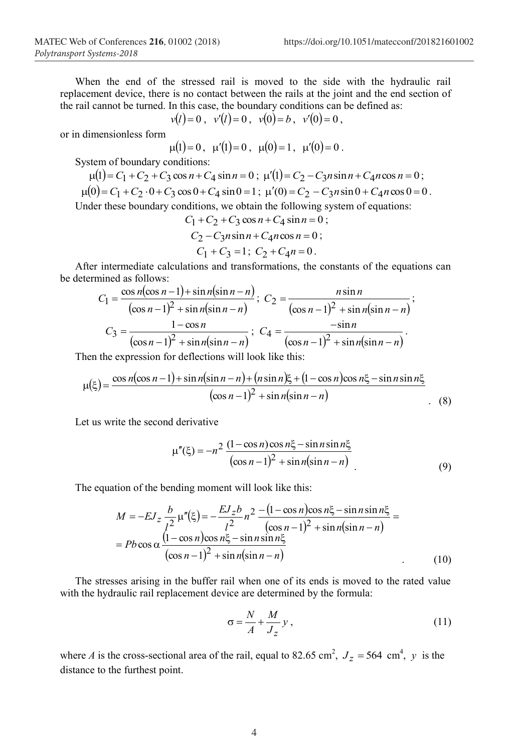When the end of the stressed rail is moved to the side with the hydraulic rail replacement device, there is no contact between the rails at the joint and the end section of the rail cannot be turned. In this case, the boundary conditions can be defined as:

$$v(l)=0\,,\;\; v'(l)=0\,,\;\; v(0)=b\,,\;\; v'(0)=0\,,$$

or in dimensionless form

$$\mu(1)=0\,,\;\; \mu'(1)=0\,,\;\; \mu(0)=1\,,\;\; \mu'(0)=0\,.$$

System of boundary conditions:

$$\mu(1)=C_1+C_2+C_3\cos n+C_4\sin n=0\,;\;\; \mu'(1)=C_2-C_3 n\sin n+C_4 n\cos n=0\,;$$

$$\mu(0)=C_1+C_2\cdot 0+C_3\cos 0+C_4\sin 0=1\,;\;\; \mu'(0)=C_2-C_3 n\sin 0+C_4 n\cos 0=0\,.$$

Under these boundary conditions, we obtain the following system of equations:

$$C_1+C_2+C_3\cos n+C_4\sin n=0\,;$$

$$C_2-C_3 n\sin n+C_4 n\cos n=0\,;$$

$$C_1+C_3=1\,;\;\; C_2+C_4 n=0\,.$$

After intermediate calculations and transformations, the constants of the equations can be determined as follows:

$$C_1=\frac{\cos n(\cos n-1)+\sin n(\sin n-n)}{(\cos n-1)^2+\sin n(\sin n-n)}\,;\;\; C_2=\frac{n\sin n}{(\cos n-1)^2+\sin n(\sin n-n)}\,;$$

$$C_3=\frac{1-\cos n}{(\cos n-1)^2+\sin n(\sin n-n)}\,;\;\; C_4=\frac{-\sin n}{(\cos n-1)^2+\sin n(\sin n-n)}\,.$$

Then the expression for deflections will look like this:

$$\mu(\xi)=\frac{\cos n(\cos n-1)+\sin n(\sin n-n)+(n\sin n)\xi+(1-\cos n)\cos n\xi-\sin n\sin n\xi}{(\cos n-1)^2+\sin n(\sin n-n)}\,. \quad (8)$$

Let us write the second derivative

$$\mu''(\xi)=-n^2\,\frac{(1-\cos n)\cos n\xi-\sin n\sin n\xi}{(\cos n-1)^2+\sin n(\sin n-n)}\,. \quad (9)$$

The equation of the bending moment will look like this:

$$M=-EJ_z\frac{b}{l^2}\mu''(\xi)=-\frac{EJ_z b}{l^2}n^2\,\frac{-(1-\cos n)\cos n\xi-\sin n\sin n\xi}{(\cos n-1)^2+\sin n(\sin n-n)}=$$

$$=Pb\cos\alpha\,\frac{(1-\cos n)\cos n\xi-\sin n\sin n\xi}{(\cos n-1)^2+\sin n(\sin n-n)}\,. \quad (10)$$

The stresses arising in the buffer rail when one of its ends is moved to the rated value with the hydraulic rail replacement device are determined by the formula:

$$\sigma=\frac{N}{A}+\frac{M}{J_z}y\,, \quad (11)$$

where $A$ is the cross-sectional area of the rail, equal to 82.65 cm$^2$, $J_z=564$ cm$^4$, $y$ is the distance to the furthest point.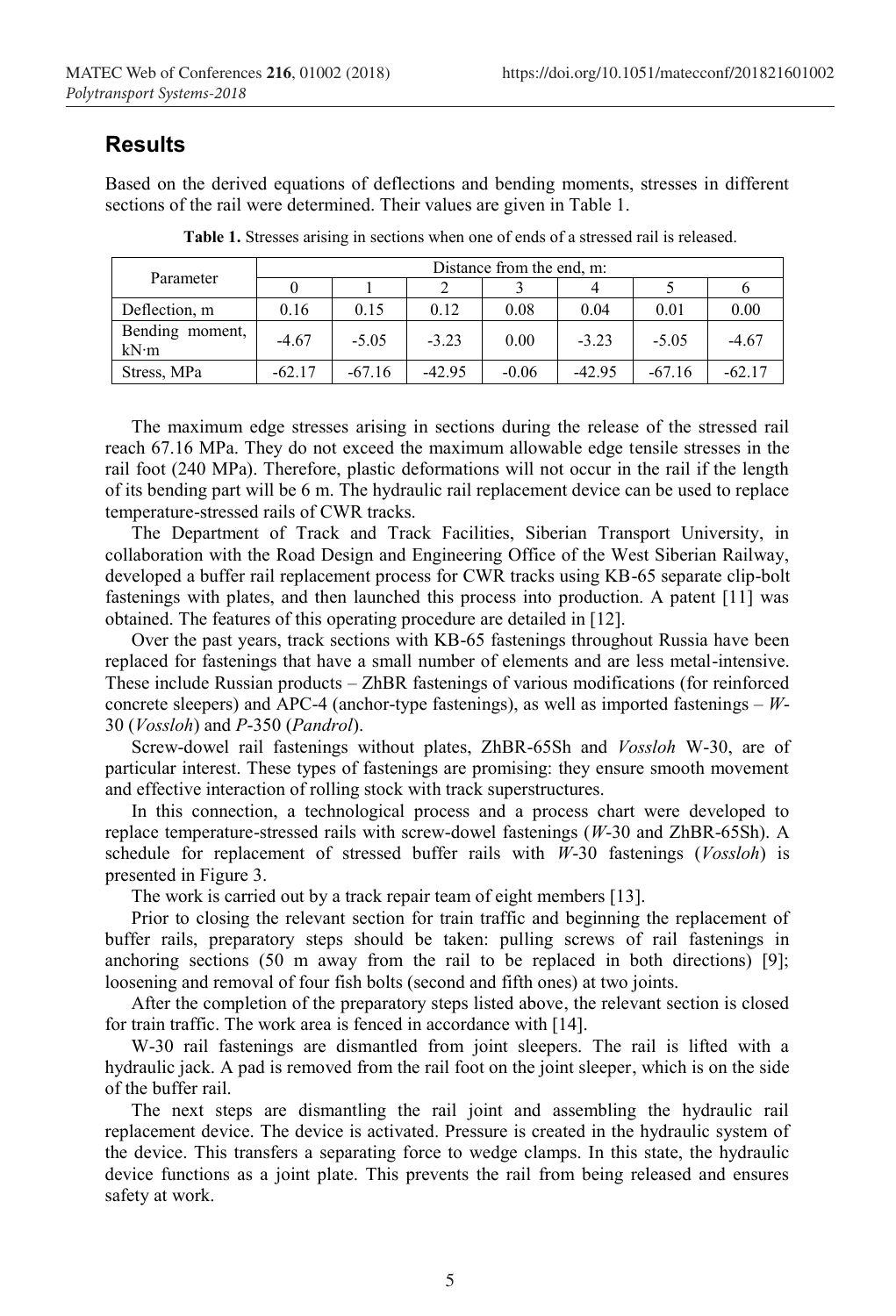## Results

Based on the derived equations of deflections and bending moments, stresses in different sections of the rail were determined. Their values are given in Table 1.

**Table 1.** Stresses arising in sections when one of ends of a stressed rail is released.

| Parameter | Distance from the end, m: | | | | | | |
|---|---|---|---|---|---|---|---|
| | 0 | 1 | 2 | 3 | 4 | 5 | 6 |
| Deflection, m | 0.16 | 0.15 | 0.12 | 0.08 | 0.04 | 0.01 | 0.00 |
| Bending moment, kN·m | -4.67 | -5.05 | -3.23 | 0.00 | -3.23 | -5.05 | -4.67 |
| Stress, MPa | -62.17 | -67.16 | -42.95 | -0.06 | -42.95 | -67.16 | -62.17 |

The maximum edge stresses arising in sections during the release of the stressed rail reach 67.16 MPa. They do not exceed the maximum allowable edge tensile stresses in the rail foot (240 MPa). Therefore, plastic deformations will not occur in the rail if the length of its bending part will be 6 m. The hydraulic rail replacement device can be used to replace temperature-stressed rails of CWR tracks.

The Department of Track and Track Facilities, Siberian Transport University, in collaboration with the Road Design and Engineering Office of the West Siberian Railway, developed a buffer rail replacement process for CWR tracks using KB-65 separate clip-bolt fastenings with plates, and then launched this process into production. A patent [11] was obtained. The features of this operating procedure are detailed in [12].

Over the past years, track sections with KB-65 fastenings throughout Russia have been replaced for fastenings that have a small number of elements and are less metal-intensive. These include Russian products – ZhBR fastenings of various modifications (for reinforced concrete sleepers) and APC-4 (anchor-type fastenings), as well as imported fastenings – *W*-30 (*Vossloh*) and *P*-350 (*Pandrol*).

Screw-dowel rail fastenings without plates, ZhBR-65Sh and *Vossloh* W-30, are of particular interest. These types of fastenings are promising: they ensure smooth movement and effective interaction of rolling stock with track superstructures.

In this connection, a technological process and a process chart were developed to replace temperature-stressed rails with screw-dowel fastenings (*W*-30 and ZhBR-65Sh). A schedule for replacement of stressed buffer rails with *W*-30 fastenings (*Vossloh*) is presented in Figure 3.

The work is carried out by a track repair team of eight members [13].

Prior to closing the relevant section for train traffic and beginning the replacement of buffer rails, preparatory steps should be taken: pulling screws of rail fastenings in anchoring sections (50 m away from the rail to be replaced in both directions) [9]; loosening and removal of four fish bolts (second and fifth ones) at two joints.

After the completion of the preparatory steps listed above, the relevant section is closed for train traffic. The work area is fenced in accordance with [14].

W-30 rail fastenings are dismantled from joint sleepers. The rail is lifted with a hydraulic jack. A pad is removed from the rail foot on the joint sleeper, which is on the side of the buffer rail.

The next steps are dismantling the rail joint and assembling the hydraulic rail replacement device. The device is activated. Pressure is created in the hydraulic system of the device. This transfers a separating force to wedge clamps. In this state, the hydraulic device functions as a joint plate. This prevents the rail from being released and ensures safety at work.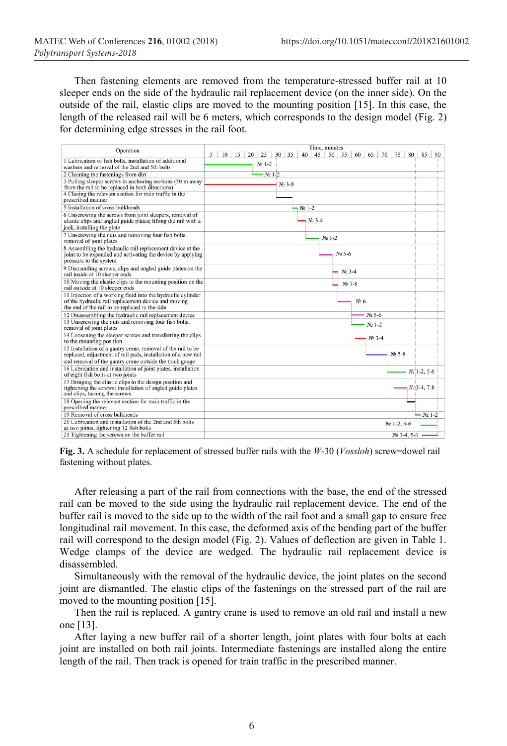Then fastening elements are removed from the temperature-stressed buffer rail at 10 sleeper ends on the side of the hydraulic rail replacement device (on the inner side). On the outside of the rail, elastic clips are moved to the mounting position [15]. In this case, the length of the released rail will be 6 meters, which corresponds to the design model (Fig. 2) for determining edge stresses in the rail foot.

| Operation | Time, minutes (5–90) |
|---|---|
| 1 Lubrication of fish bolts, installation of additional washers and removal of the 2nd and 5th bolts | № 1-2 |
| 2 Cleaning the fastenings from dirt | № 1-2 |
| 3 Pulling sleeper screws in anchoring sections (50 m away from the rail to be replaced in both directions) | № 3-8 |
| 4 Closing the relevant section for train traffic in the prescribed manner | |
| 5 Installation of cross bulkheads | № 1-2 |
| 6 Unscrewing the screws from joint sleepers, removal of elastic clips and angled guide plates; lifting the rail with a jack, installing the plate | № 3-4 |
| 7 Unscrewing the nuts and removing four fish bolts, removal of joint plates | № 1-2 |
| 8 Assembling the hydraulic rail replacement device at the joint to be expanded and activating the device by applying pressure to the system | № 5-6 |
| 9 Dismantling screws, clips and angled guide plates on the rail inside at 10 sleeper ends | № 3-4 |
| 10 Moving the elastic clips to the mounting position on the rail outside at 10 sleeper ends | № 7-8 |
| 11 Injection of a working fluid into the hydraulic cylinder of the hydraulic rail replacement device and moving the end of the rail to be replaced to the side | № 6 |
| 12 Disassembling the hydraulic rail replacement device | № 5-6 |
| 13 Unscrewing the nuts and removing four fish bolts, removal of joint plates | № 1-2 |
| 14 Loosening the sleeper screws and transferring the clips to the mounting position | № 3-4 |
| 15 Installation of a gantry crane, removal of the rail to be replaced, adjustment of rail pads, installation of a new rail and removal of the gantry crane outside the track gauge | № 5-8 |
| 16 Lubrication and installation of joint plates, installation of eight fish bolts at two joints | № 1-2, 5-6 |
| 17 Bringing the elastic clips to the design position and tightening the screws; installation of angled guide plates and clips, turning the screws | № 3-4, 7-8 |
| 18 Opening the relevant section for train traffic in the prescribed manner | |
| 19 Removal of cross bulkheads | № 1-2 |
| 20 Lubrication and installation of the 2nd and 5th bolts at two joints, tightening 12 fish bolts | № 1-2, 5-6 |
| 21 Tightening the screws on the buffer rail | № 3-4, 5-6 |

**Fig. 3.** A schedule for replacement of stressed buffer rails with the *W*-30 (*Vossloh*) screw=dowel rail fastening without plates.

After releasing a part of the rail from connections with the base, the end of the stressed rail can be moved to the side using the hydraulic rail replacement device. The end of the buffer rail is moved to the side up to the width of the rail foot and a small gap to ensure free longitudinal rail movement. In this case, the deformed axis of the bending part of the buffer rail will correspond to the design model (Fig. 2). Values of deflection are given in Table 1. Wedge clamps of the device are wedged. The hydraulic rail replacement device is disassembled.

Simultaneously with the removal of the hydraulic device, the joint plates on the second joint are dismantled. The elastic clips of the fastenings on the stressed part of the rail are moved to the mounting position [15].

Then the rail is replaced. A gantry crane is used to remove an old rail and install a new one [13].

After laying a new buffer rail of a shorter length, joint plates with four bolts at each joint are installed on both rail joints. Intermediate fastenings are installed along the entire length of the rail. Then track is opened for train traffic in the prescribed manner.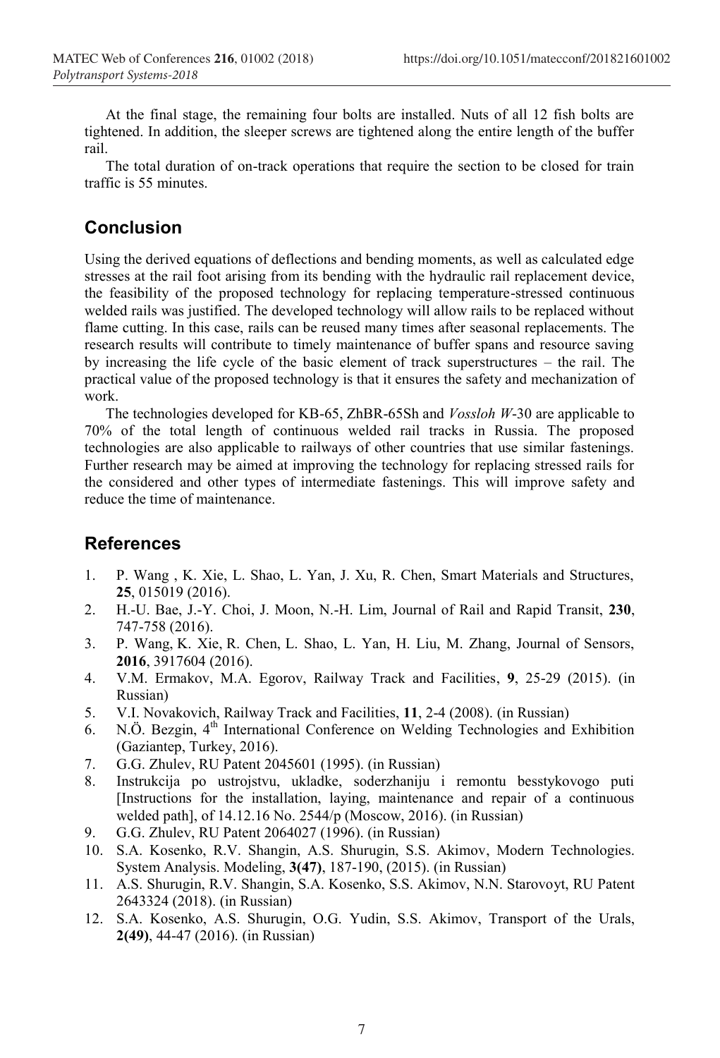At the final stage, the remaining four bolts are installed. Nuts of all 12 fish bolts are tightened. In addition, the sleeper screws are tightened along the entire length of the buffer rail.

The total duration of on-track operations that require the section to be closed for train traffic is 55 minutes.

## Conclusion

Using the derived equations of deflections and bending moments, as well as calculated edge stresses at the rail foot arising from its bending with the hydraulic rail replacement device, the feasibility of the proposed technology for replacing temperature-stressed continuous welded rails was justified. The developed technology will allow rails to be replaced without flame cutting. In this case, rails can be reused many times after seasonal replacements. The research results will contribute to timely maintenance of buffer spans and resource saving by increasing the life cycle of the basic element of track superstructures – the rail. The practical value of the proposed technology is that it ensures the safety and mechanization of work.

The technologies developed for KB-65, ZhBR-65Sh and *Vossloh W*-30 are applicable to 70% of the total length of continuous welded rail tracks in Russia. The proposed technologies are also applicable to railways of other countries that use similar fastenings. Further research may be aimed at improving the technology for replacing stressed rails for the considered and other types of intermediate fastenings. This will improve safety and reduce the time of maintenance.

## References

1. P. Wang , K. Xie, L. Shao, L. Yan, J. Xu, R. Chen, Smart Materials and Structures, **25**, 015019 (2016).
2. H.-U. Bae, J.-Y. Choi, J. Moon, N.-H. Lim, Journal of Rail and Rapid Transit, **230**, 747-758 (2016).
3. P. Wang, K. Xie, R. Chen, L. Shao, L. Yan, H. Liu, M. Zhang, Journal of Sensors, **2016**, 3917604 (2016).
4. V.M. Ermakov, M.A. Egorov, Railway Track and Facilities, **9**, 25-29 (2015). (in Russian)
5. V.I. Novakovich, Railway Track and Facilities, **11**, 2-4 (2008). (in Russian)
6. N.Ö. Bezgin, 4th International Conference on Welding Technologies and Exhibition (Gaziantep, Turkey, 2016).
7. G.G. Zhulev, RU Patent 2045601 (1995). (in Russian)
8. Instrukcija po ustrojstvu, ukladke, soderzhaniju i remontu besstykovogo puti [Instructions for the installation, laying, maintenance and repair of a continuous welded path], of 14.12.16 No. 2544/p (Moscow, 2016). (in Russian)
9. G.G. Zhulev, RU Patent 2064027 (1996). (in Russian)
10. S.A. Kosenko, R.V. Shangin, A.S. Shurugin, S.S. Akimov, Modern Technologies. System Analysis. Modeling, **3(47)**, 187-190, (2015). (in Russian)
11. A.S. Shurugin, R.V. Shangin, S.A. Kosenko, S.S. Akimov, N.N. Starovoyt, RU Patent 2643324 (2018). (in Russian)
12. S.A. Kosenko, A.S. Shurugin, O.G. Yudin, S.S. Akimov, Transport of the Urals, **2(49)**, 44-47 (2016). (in Russian)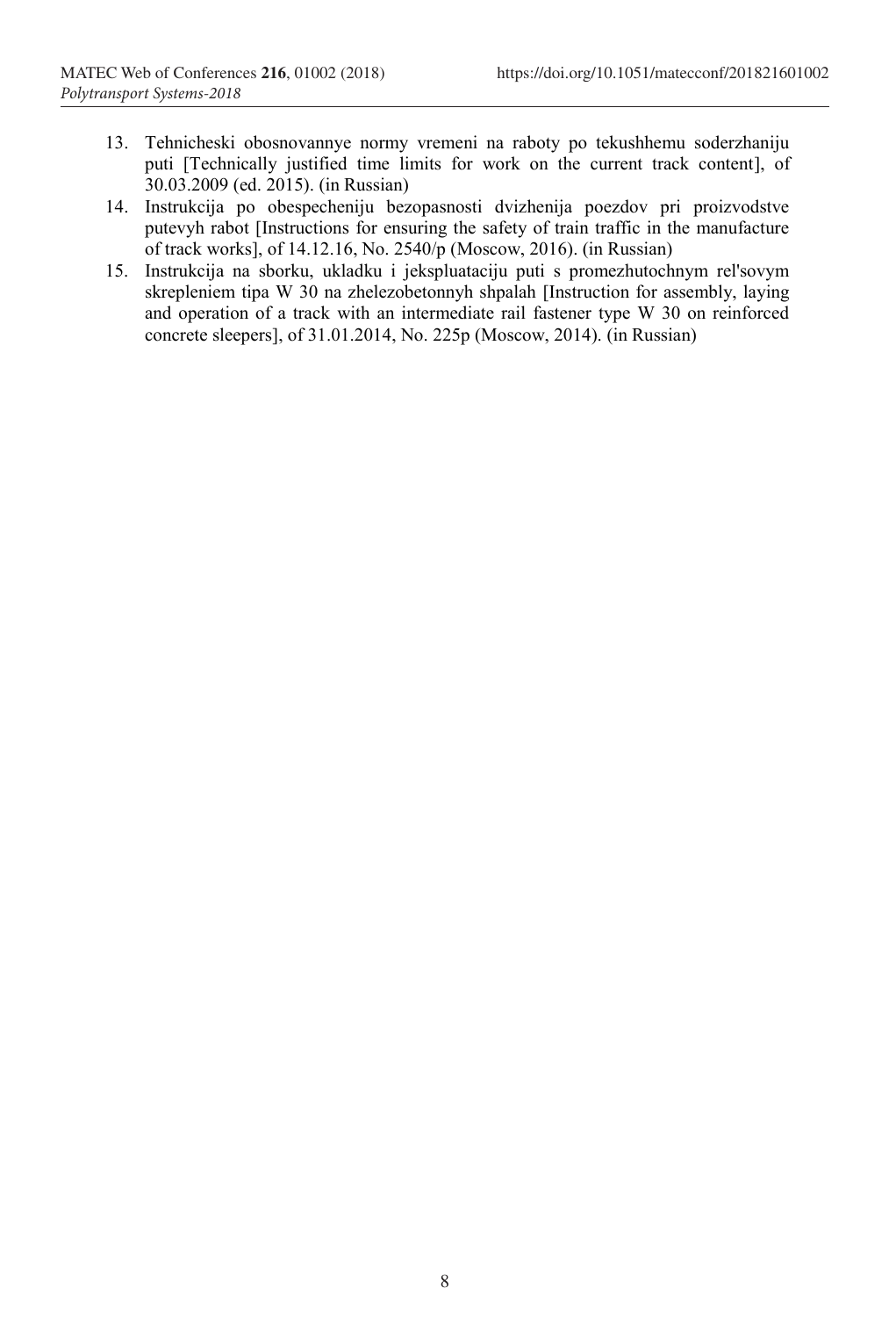13. Tehnicheski obosnovannye normy vremeni na raboty po tekushhemu soderzhaniju puti [Technically justified time limits for work on the current track content], of 30.03.2009 (ed. 2015). (in Russian)
14. Instrukcija po obespecheniju bezopasnosti dvizhenija poezdov pri proizvodstve putevyh rabot [Instructions for ensuring the safety of train traffic in the manufacture of track works], of 14.12.16, No. 2540/p (Moscow, 2016). (in Russian)
15. Instrukcija na sborku, ukladku i jekspluataciju puti s promezhutochnym rel'sovym skrepleniem tipa W 30 na zhelezobetonnyh shpalah [Instruction for assembly, laying and operation of a track with an intermediate rail fastener type W 30 on reinforced concrete sleepers], of 31.01.2014, No. 225p (Moscow, 2014). (in Russian)